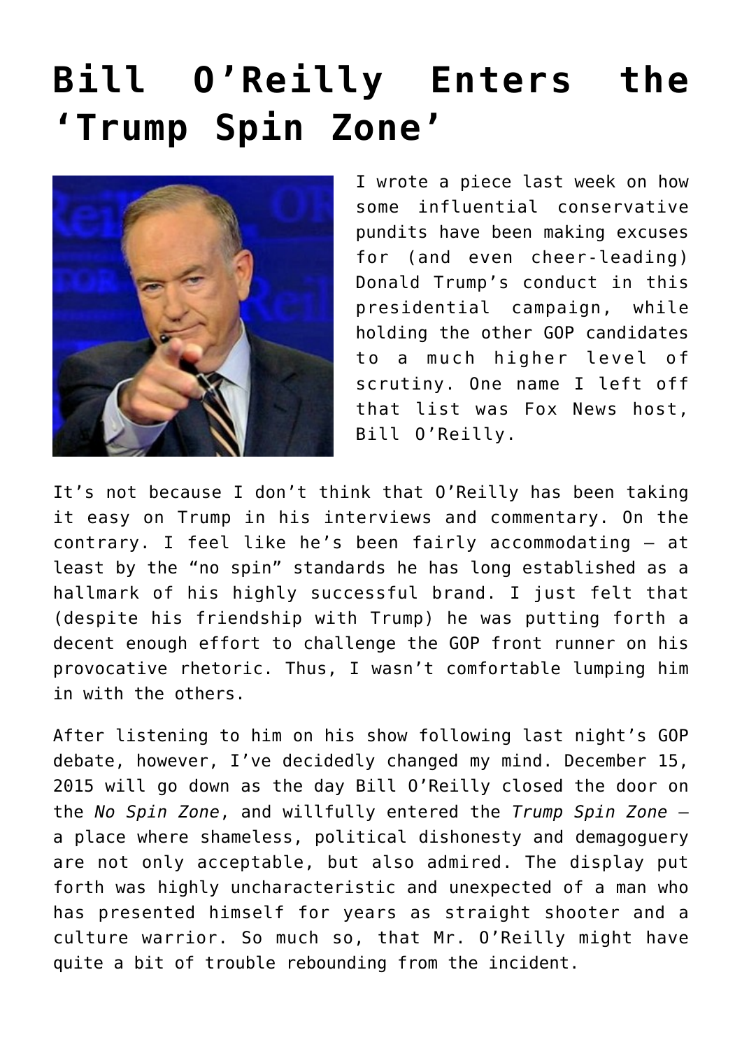# Bill O'Reilly Enters the 'Trump Spin Zone'

I wrote a piece last week on how some influential conservative pundits have been making excuses for (and even cheer-leading) Donald Trump's conduct in this presidential campaign, while holding the other GOP candidates to a much higher level of scrutiny. One name I left off that list was Fox News host, Bill O'Reilly.

It's not because I don't think that O'Reilly has been taking it easy on Trump in his interviews and commentary. On the contrary. I feel like he's been fairly accommodating – at least by the "no spin" standards he has long established as a hallmark of his highly successful brand. I just felt that (despite his friendship with Trump) he was putting forth a decent enough effort to challenge the GOP front runner on his provocative rhetoric. Thus, I wasn't comfortable lumping him in with the others.

After listening to him on his show following last night's GOP debate, however, I've decidedly changed my mind. December 15, 2015 will go down as the day Bill O'Reilly closed the door on the *No Spin Zone*, and willfully entered the *Trump Spin Zone* – a place where shameless, political dishonesty and demagoguery are not only acceptable, but also admired. The display put forth was highly uncharacteristic and unexpected of a man who has presented himself for years as straight shooter and a culture warrior. So much so, that Mr. O'Reilly might have quite a bit of trouble rebounding from the incident.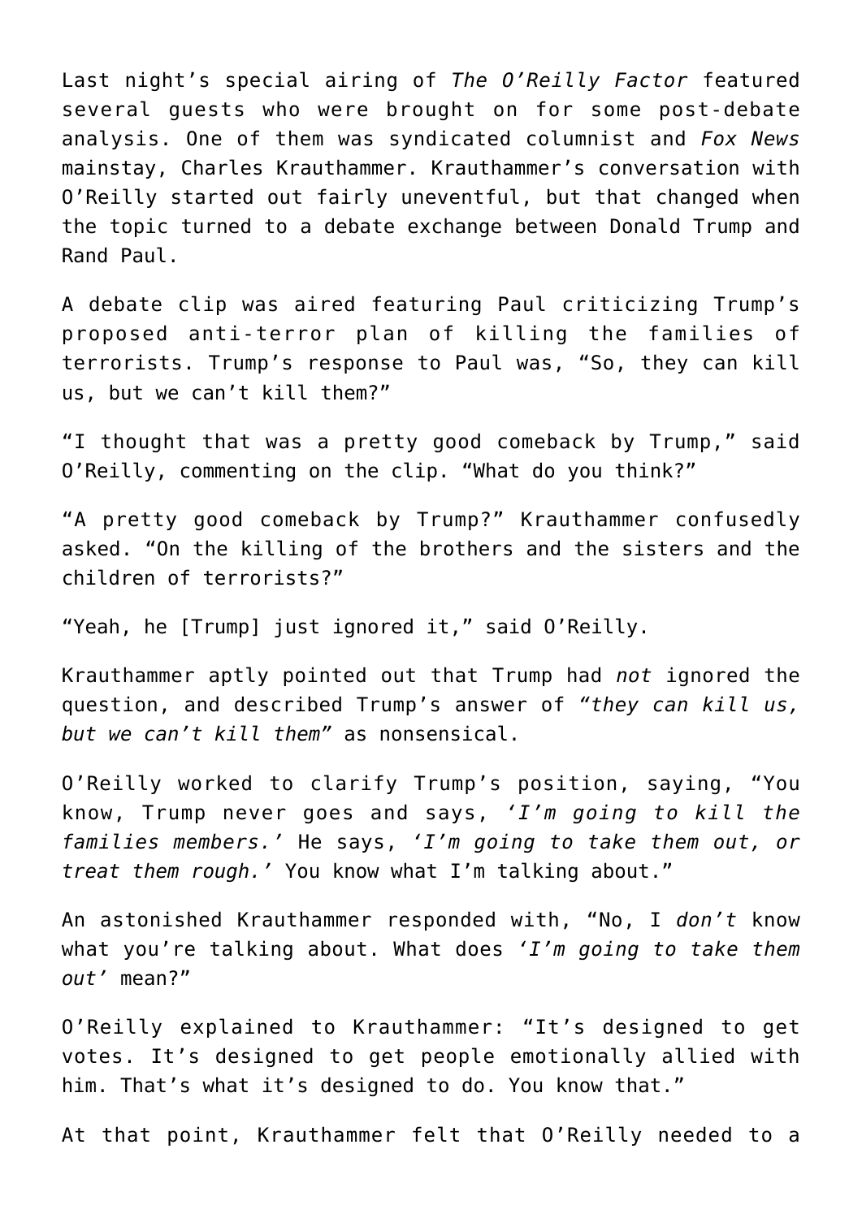Last night's special airing of *The O'Reilly Factor* featured several guests who were brought on for some post-debate analysis. One of them was syndicated columnist and *Fox News* mainstay, Charles Krauthammer. Krauthammer's conversation with O'Reilly started out fairly uneventful, but that changed when the topic turned to a debate exchange between Donald Trump and Rand Paul.

A debate clip was aired featuring Paul criticizing Trump's proposed anti-terror plan of killing the families of terrorists. Trump's response to Paul was, "So, they can kill us, but we can't kill them?"

"I thought that was a pretty good comeback by Trump," said O'Reilly, commenting on the clip. "What do you think?"

"A pretty good comeback by Trump?" Krauthammer confusedly asked. "On the killing of the brothers and the sisters and the children of terrorists?"

"Yeah, he [Trump] just ignored it," said O'Reilly.

Krauthammer aptly pointed out that Trump had *not* ignored the question, and described Trump's answer of *"they can kill us, but we can't kill them"* as nonsensical.

O'Reilly worked to clarify Trump's position, saying, "You know, Trump never goes and says, *'I'm going to kill the families members.'* He says, *'I'm going to take them out, or treat them rough.'* You know what I'm talking about."

An astonished Krauthammer responded with, "No, I *don't* know what you're talking about. What does *'I'm going to take them out'* mean?"

O'Reilly explained to Krauthammer: "It's designed to get votes. It's designed to get people emotionally allied with him. That's what it's designed to do. You know that."

At that point, Krauthammer felt that O'Reilly needed to a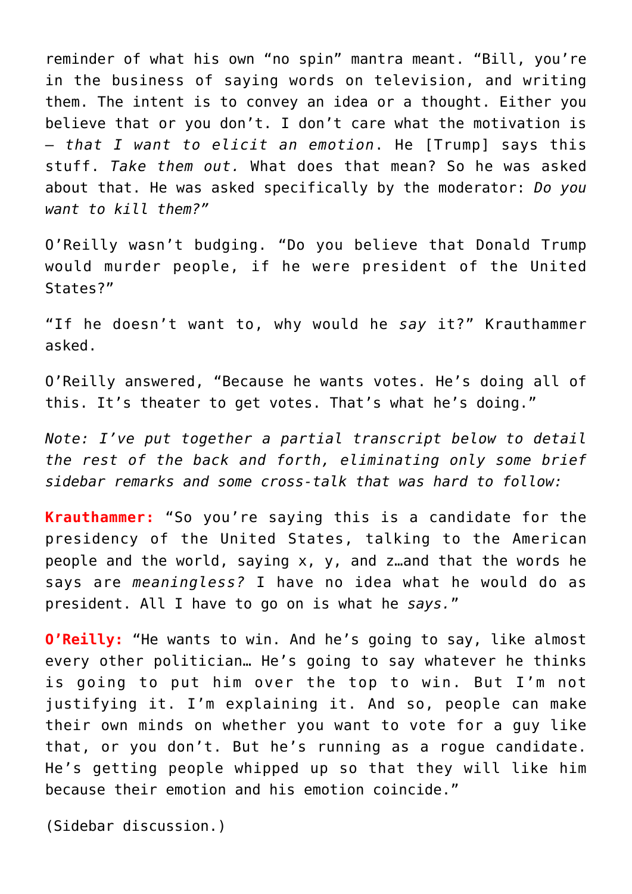reminder of what his own "no spin" mantra meant. "Bill, you're in the business of saying words on television, and writing them. The intent is to convey an idea or a thought. Either you believe that or you don't. I don't care what the motivation is — *that I want to elicit an emotion*. He [Trump] says this stuff. *Take them out.* What does that mean? So he was asked about that. He was asked specifically by the moderator: *Do you want to kill them?"*

O'Reilly wasn't budging. "Do you believe that Donald Trump would murder people, if he were president of the United States?"

"If he doesn't want to, why would he *say* it?" Krauthammer asked.

O'Reilly answered, "Because he wants votes. He's doing all of this. It's theater to get votes. That's what he's doing."

*Note: I've put together a partial transcript below to detail the rest of the back and forth, eliminating only some brief sidebar remarks and some cross-talk that was hard to follow:*

**Krauthammer:** "So you're saying this is a candidate for the presidency of the United States, talking to the American people and the world, saying x, y, and z…and that the words he says are *meaningless?* I have no idea what he would do as president. All I have to go on is what he *says.*"

**O'Reilly:** "He wants to win. And he's going to say, like almost every other politician… He's going to say whatever he thinks is going to put him over the top to win. But I'm not justifying it. I'm explaining it. And so, people can make their own minds on whether you want to vote for a guy like that, or you don't. But he's running as a rogue candidate. He's getting people whipped up so that they will like him because their emotion and his emotion coincide."

(Sidebar discussion.)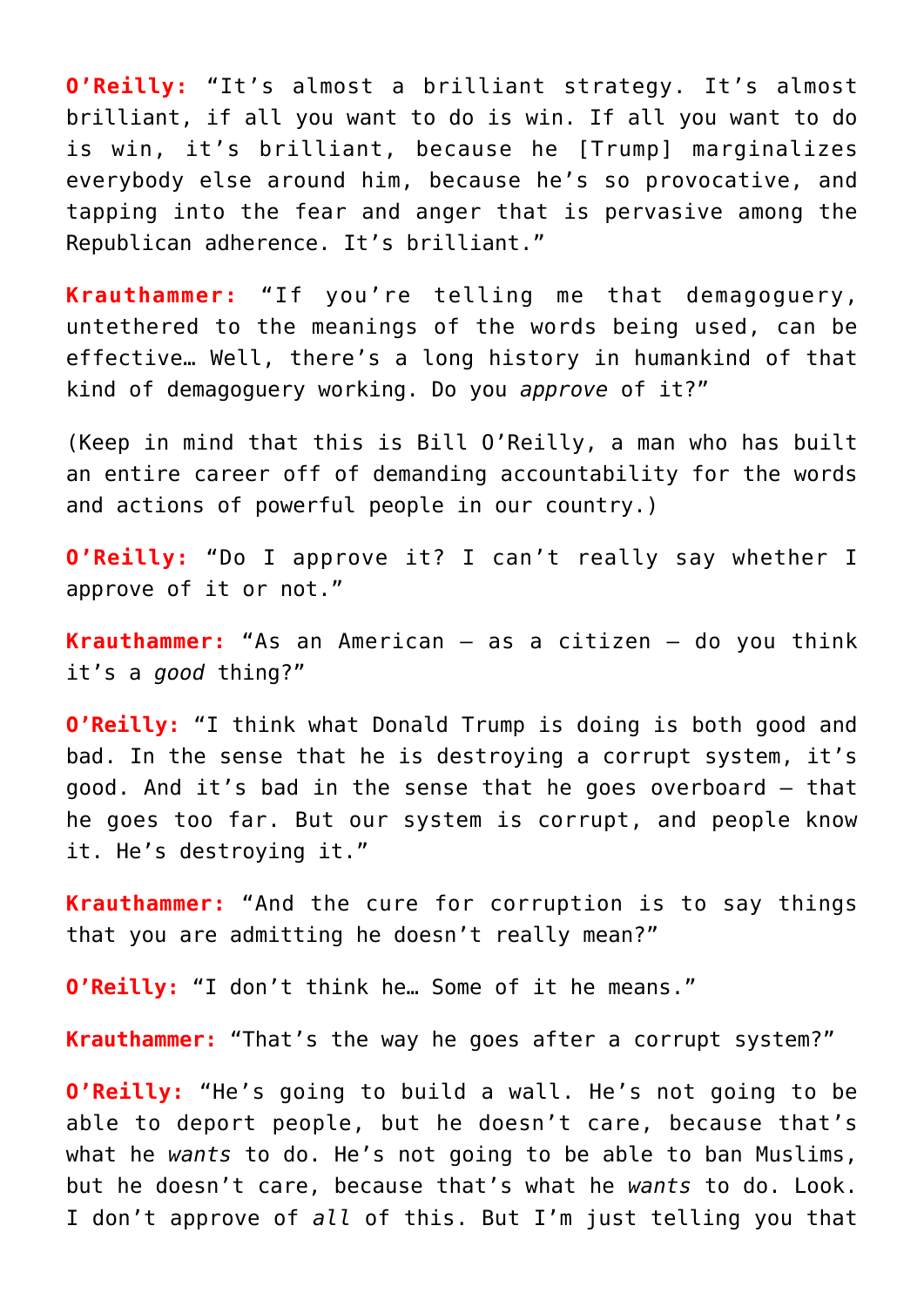**O'Reilly:** "It's almost a brilliant strategy. It's almost brilliant, if all you want to do is win. If all you want to do is win, it's brilliant, because he [Trump] marginalizes everybody else around him, because he's so provocative, and tapping into the fear and anger that is pervasive among the Republican adherence. It's brilliant."

**Krauthammer:** "If you're telling me that demagoguery, untethered to the meanings of the words being used, can be effective… Well, there's a long history in humankind of that kind of demagoguery working. Do you *approve* of it?"

(Keep in mind that this is Bill O'Reilly, a man who has built an entire career off of demanding accountability for the words and actions of powerful people in our country.)

**O'Reilly:** "Do I approve it? I can't really say whether I approve of it or not."

**Krauthammer:** "As an American — as a citizen — do you think it's a *good* thing?"

**O'Reilly:** "I think what Donald Trump is doing is both good and bad. In the sense that he is destroying a corrupt system, it's good. And it's bad in the sense that he goes overboard — that he goes too far. But our system is corrupt, and people know it. He's destroying it."

**Krauthammer:** "And the cure for corruption is to say things that you are admitting he doesn't really mean?"

**O'Reilly:** "I don't think he… Some of it he means."

**Krauthammer:** "That's the way he goes after a corrupt system?"

**O'Reilly:** "He's going to build a wall. He's not going to be able to deport people, but he doesn't care, because that's what he *wants* to do. He's not going to be able to ban Muslims, but he doesn't care, because that's what he *wants* to do. Look. I don't approve of *all* of this. But I'm just telling you that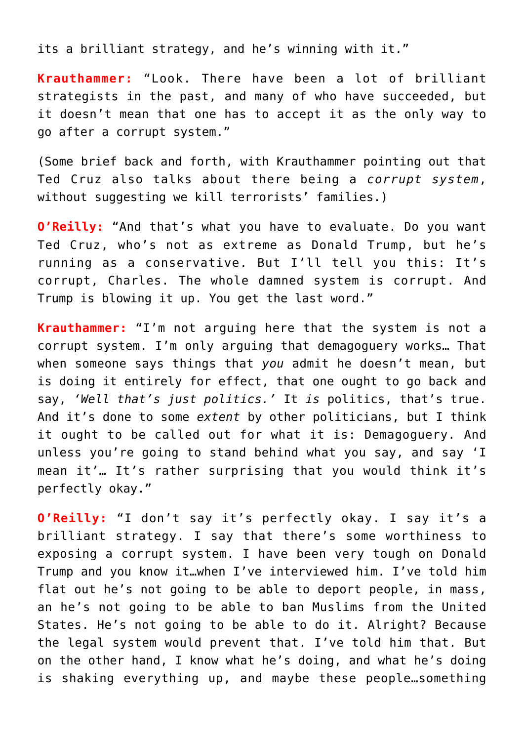its a brilliant strategy, and he’s winning with it.”

**Krauthammer:** “Look. There have been a lot of brilliant strategists in the past, and many of who have succeeded, but it doesn’t mean that one has to accept it as the only way to go after a corrupt system.”

(Some brief back and forth, with Krauthammer pointing out that Ted Cruz also talks about there being a *corrupt system*, without suggesting we kill terrorists’ families.)

**O’Reilly:** “And that’s what you have to evaluate. Do you want Ted Cruz, who’s not as extreme as Donald Trump, but he’s running as a conservative. But I’ll tell you this: It’s corrupt, Charles. The whole damned system is corrupt. And Trump is blowing it up. You get the last word.”

**Krauthammer:** “I’m not arguing here that the system is not a corrupt system. I’m only arguing that demagoguery works… That when someone says things that *you* admit he doesn’t mean, but is doing it entirely for effect, that one ought to go back and say, *‘Well that’s just politics.’* It *is* politics, that’s true. And it’s done to some *extent* by other politicians, but I think it ought to be called out for what it is: Demagoguery. And unless you’re going to stand behind what you say, and say ‘I mean it’… It’s rather surprising that you would think it’s perfectly okay.”

**O’Reilly:** “I don’t say it’s perfectly okay. I say it’s a brilliant strategy. I say that there’s some worthiness to exposing a corrupt system. I have been very tough on Donald Trump and you know it…when I’ve interviewed him. I’ve told him flat out he’s not going to be able to deport people, in mass, an he’s not going to be able to ban Muslims from the United States. He’s not going to be able to do it. Alright? Because the legal system would prevent that. I’ve told him that. But on the other hand, I know what he’s doing, and what he’s doing is shaking everything up, and maybe these people…something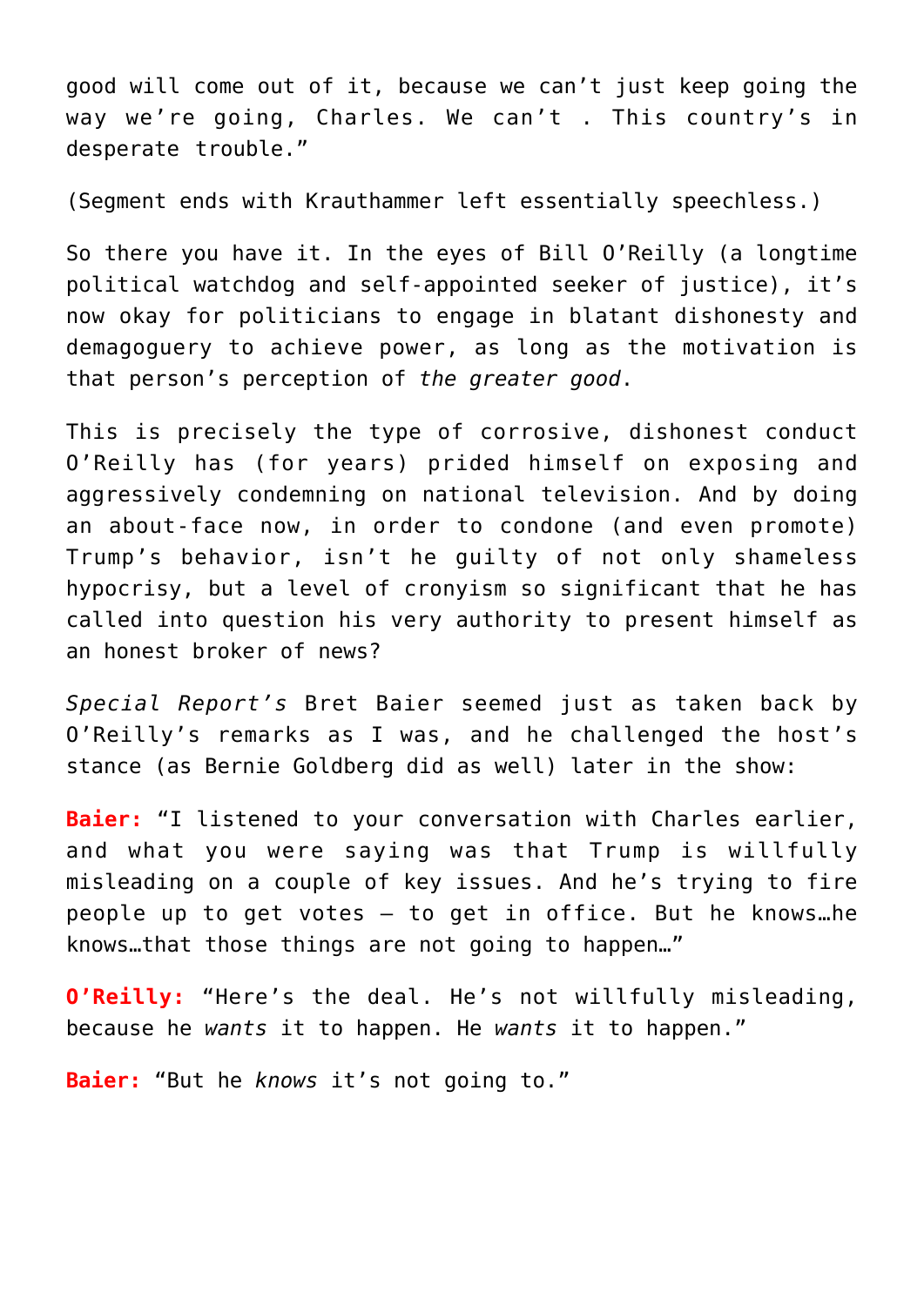good will come out of it, because we can't just keep going the way we're going, Charles. We can't . This country's in desperate trouble."

(Segment ends with Krauthammer left essentially speechless.)

So there you have it. In the eyes of Bill O'Reilly (a longtime political watchdog and self-appointed seeker of justice), it's now okay for politicians to engage in blatant dishonesty and demagoguery to achieve power, as long as the motivation is that person's perception of *the greater good*.

This is precisely the type of corrosive, dishonest conduct O'Reilly has (for years) prided himself on exposing and aggressively condemning on national television. And by doing an about-face now, in order to condone (and even promote) Trump's behavior, isn't he guilty of not only shameless hypocrisy, but a level of cronyism so significant that he has called into question his very authority to present himself as an honest broker of news?

*Special Report's* Bret Baier seemed just as taken back by O'Reilly's remarks as I was, and he challenged the host's stance (as Bernie Goldberg did as well) later in the show:

**Baier:** "I listened to your conversation with Charles earlier, and what you were saying was that Trump is willfully misleading on a couple of key issues. And he's trying to fire people up to get votes – to get in office. But he knows…he knows…that those things are not going to happen…"

**O'Reilly:** "Here's the deal. He's not willfully misleading, because he *wants* it to happen. He *wants* it to happen."

**Baier:** "But he *knows* it's not going to."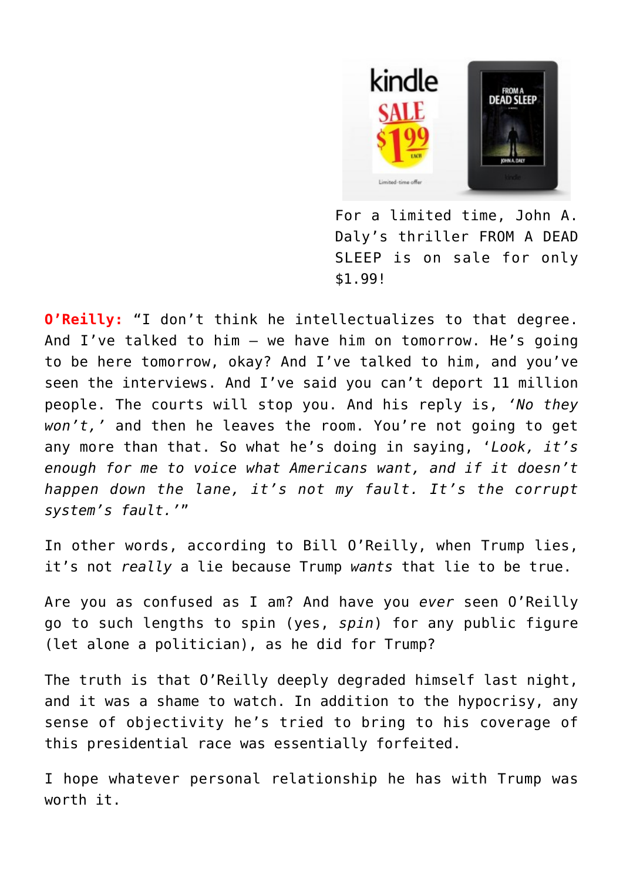For a limited time, John A. Daly's thriller FROM A DEAD SLEEP is on sale for only $1.99!

**O'Reilly:** "I don't think he intellectualizes to that degree. And I've talked to him – we have him on tomorrow. He's going to be here tomorrow, okay? And I've talked to him, and you've seen the interviews. And I've said you can't deport 11 million people. The courts will stop you. And his reply is, *'No they won't,'* and then he leaves the room. You're not going to get any more than that. So what he's doing in saying, '*Look, it's enough for me to voice what Americans want, and if it doesn't happen down the lane, it's not my fault. It's the corrupt system's fault.'*"

In other words, according to Bill O'Reilly, when Trump lies, it's not *really* a lie because Trump *wants* that lie to be true.

Are you as confused as I am? And have you *ever* seen O'Reilly go to such lengths to spin (yes, *spin*) for any public figure (let alone a politician), as he did for Trump?

The truth is that O'Reilly deeply degraded himself last night, and it was a shame to watch. In addition to the hypocrisy, any sense of objectivity he's tried to bring to his coverage of this presidential race was essentially forfeited.

I hope whatever personal relationship he has with Trump was worth it.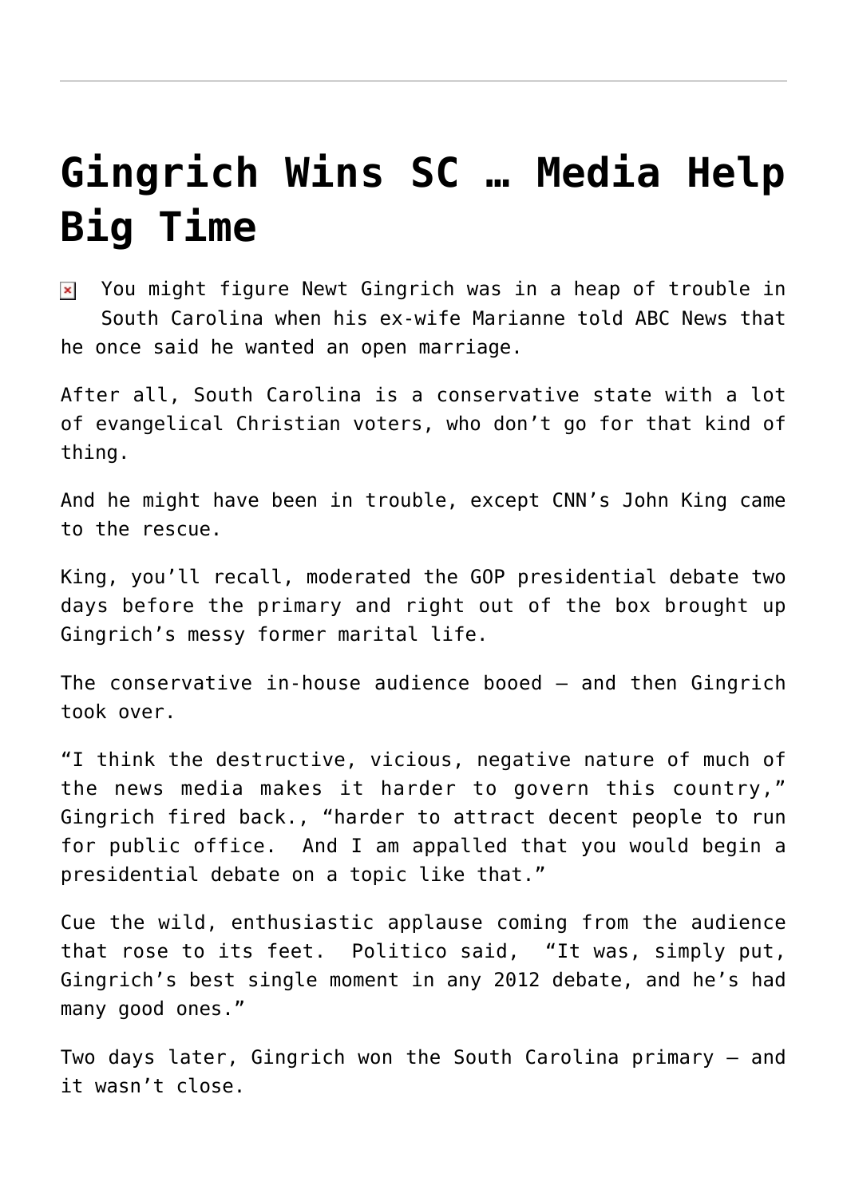# Gingrich Wins SC … Media Help Big Time

You might figure Newt Gingrich was in a heap of trouble in South Carolina when his ex-wife Marianne told ABC News that he once said he wanted an open marriage.

After all, South Carolina is a conservative state with a lot of evangelical Christian voters, who don't go for that kind of thing.

And he might have been in trouble, except CNN's John King came to the rescue.

King, you'll recall, moderated the GOP presidential debate two days before the primary and right out of the box brought up Gingrich's messy former marital life.

The conservative in-house audience booed — and then Gingrich took over.

"I think the destructive, vicious, negative nature of much of the news media makes it harder to govern this country," Gingrich fired back., "harder to attract decent people to run for public office. And I am appalled that you would begin a presidential debate on a topic like that."

Cue the wild, enthusiastic applause coming from the audience that rose to its feet. Politico said, "It was, simply put, Gingrich's best single moment in any 2012 debate, and he's had many good ones."

Two days later, Gingrich won the South Carolina primary — and it wasn't close.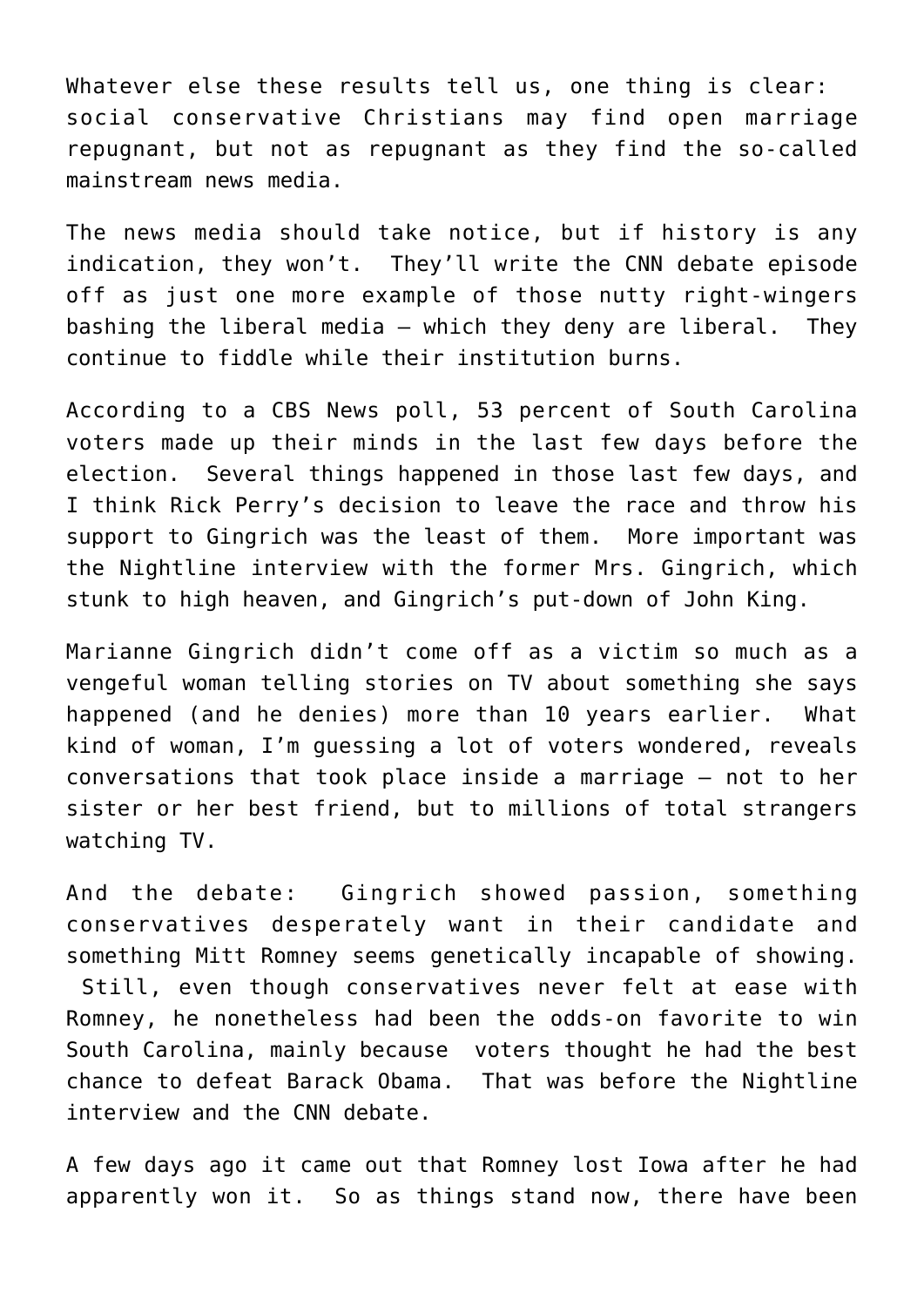Whatever else these results tell us, one thing is clear: social conservative Christians may find open marriage repugnant, but not as repugnant as they find the so-called mainstream news media.

The news media should take notice, but if history is any indication, they won't. They'll write the CNN debate episode off as just one more example of those nutty right-wingers bashing the liberal media – which they deny are liberal. They continue to fiddle while their institution burns.

According to a CBS News poll, 53 percent of South Carolina voters made up their minds in the last few days before the election. Several things happened in those last few days, and I think Rick Perry's decision to leave the race and throw his support to Gingrich was the least of them. More important was the Nightline interview with the former Mrs. Gingrich, which stunk to high heaven, and Gingrich's put-down of John King.

Marianne Gingrich didn't come off as a victim so much as a vengeful woman telling stories on TV about something she says happened (and he denies) more than 10 years earlier. What kind of woman, I'm guessing a lot of voters wondered, reveals conversations that took place inside a marriage – not to her sister or her best friend, but to millions of total strangers watching TV.

And the debate: Gingrich showed passion, something conservatives desperately want in their candidate and something Mitt Romney seems genetically incapable of showing. Still, even though conservatives never felt at ease with Romney, he nonetheless had been the odds-on favorite to win South Carolina, mainly because voters thought he had the best chance to defeat Barack Obama. That was before the Nightline interview and the CNN debate.

A few days ago it came out that Romney lost Iowa after he had apparently won it. So as things stand now, there have been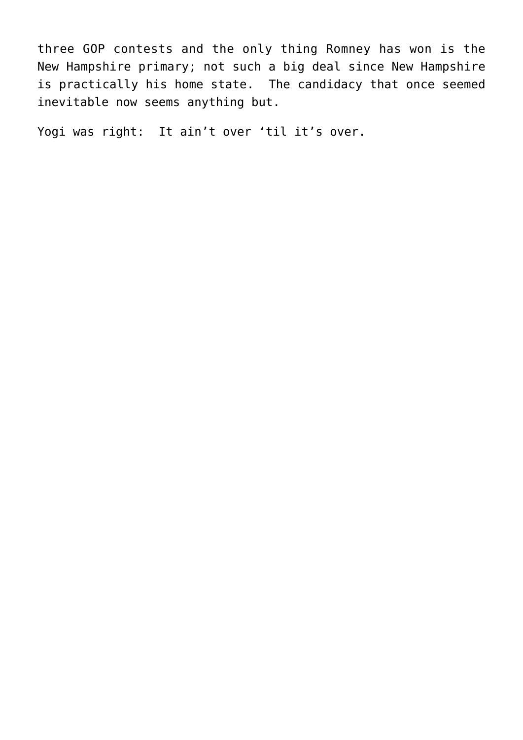three GOP contests and the only thing Romney has won is the New Hampshire primary; not such a big deal since New Hampshire is practically his home state.  The candidacy that once seemed inevitable now seems anything but.

Yogi was right:  It ain’t over ‘til it’s over.